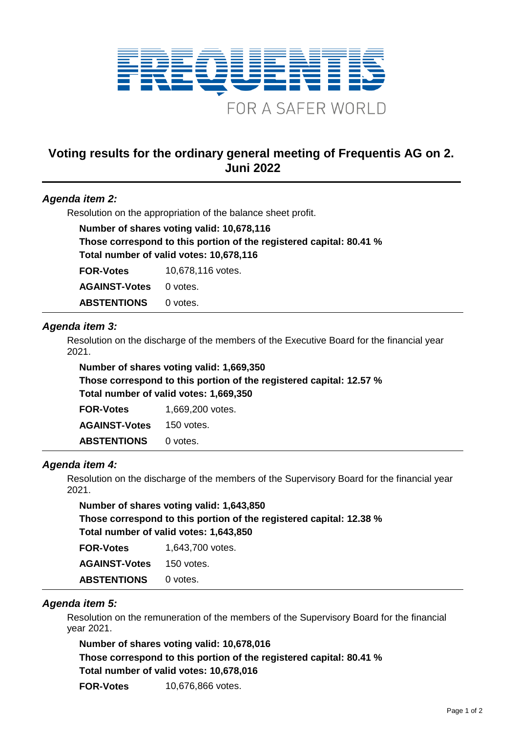FREQUENTIS

FOR A SAFER WORLD

# Voting results for the ordinary general meeting of Frequentis AG on 2. Juni 2022

### *Agenda item 2:*

Resolution on the appropriation of the balance sheet profit.

**Number of shares voting valid: 10,678,116**
**Those correspond to this portion of the registered capital: 80.41 %**
**Total number of valid votes: 10,678,116**

| | |
|---|---|
| **FOR-Votes** | 10,678,116 votes. |
| **AGAINST-Votes** | 0 votes. |
| **ABSTENTIONS** | 0 votes. |

### *Agenda item 3:*

Resolution on the discharge of the members of the Executive Board for the financial year 2021.

**Number of shares voting valid: 1,669,350**
**Those correspond to this portion of the registered capital: 12.57 %**
**Total number of valid votes: 1,669,350**

| | |
|---|---|
| **FOR-Votes** | 1,669,200 votes. |
| **AGAINST-Votes** | 150 votes. |
| **ABSTENTIONS** | 0 votes. |

### *Agenda item 4:*

Resolution on the discharge of the members of the Supervisory Board for the financial year 2021.

**Number of shares voting valid: 1,643,850**
**Those correspond to this portion of the registered capital: 12.38 %**
**Total number of valid votes: 1,643,850**

| | |
|---|---|
| **FOR-Votes** | 1,643,700 votes. |
| **AGAINST-Votes** | 150 votes. |
| **ABSTENTIONS** | 0 votes. |

### *Agenda item 5:*

Resolution on the remuneration of the members of the Supervisory Board for the financial year 2021.

**Number of shares voting valid: 10,678,016**
**Those correspond to this portion of the registered capital: 80.41 %**
**Total number of valid votes: 10,678,016**

| | |
|---|---|
| **FOR-Votes** | 10,676,866 votes. |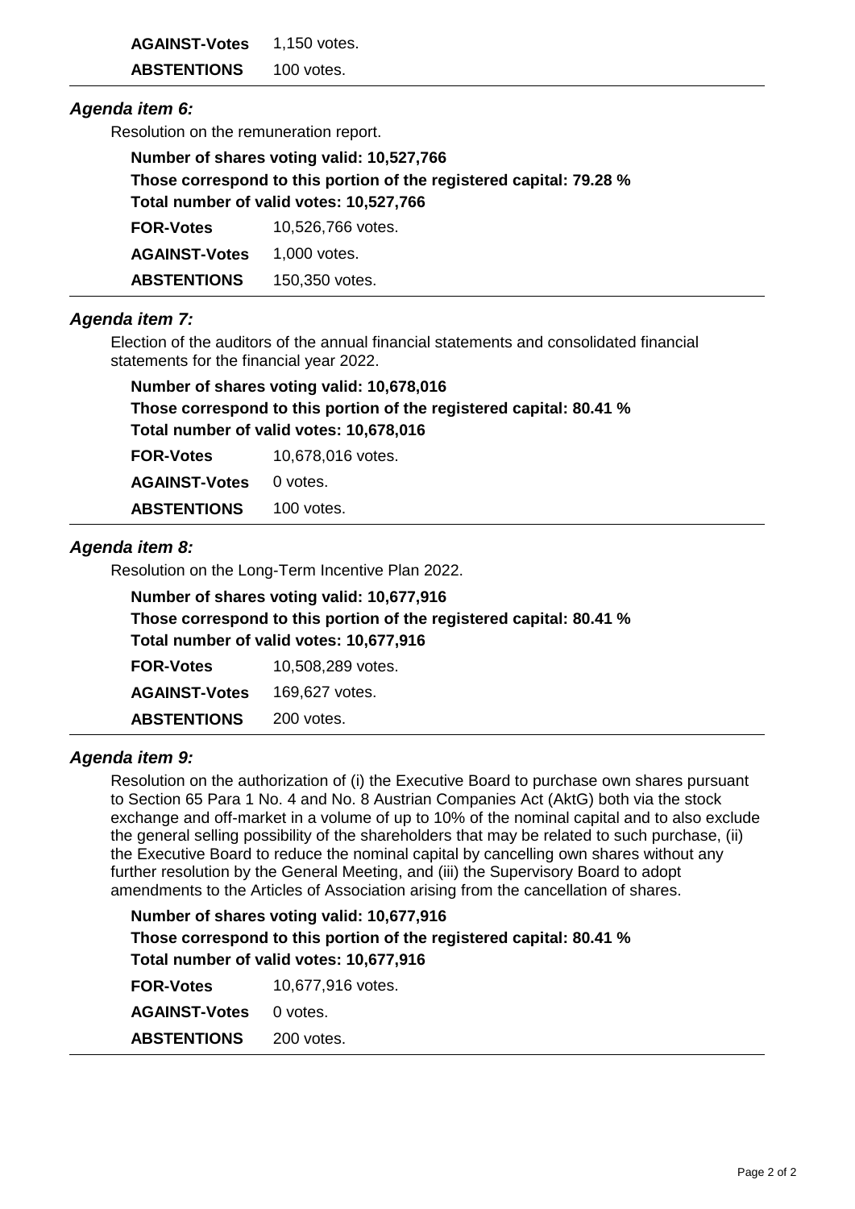| | |
|---|---|
| **AGAINST-Votes** | 1,150 votes. |
| **ABSTENTIONS** | 100 votes. |

### *Agenda item 6:*

Resolution on the remuneration report.

**Number of shares voting valid: 10,527,766**
**Those correspond to this portion of the registered capital: 79.28 %**
**Total number of valid votes: 10,527,766**

| | |
|---|---|
| **FOR-Votes** | 10,526,766 votes. |
| **AGAINST-Votes** | 1,000 votes. |
| **ABSTENTIONS** | 150,350 votes. |

### *Agenda item 7:*

Election of the auditors of the annual financial statements and consolidated financial statements for the financial year 2022.

**Number of shares voting valid: 10,678,016**
**Those correspond to this portion of the registered capital: 80.41 %**
**Total number of valid votes: 10,678,016**

| | |
|---|---|
| **FOR-Votes** | 10,678,016 votes. |
| **AGAINST-Votes** | 0 votes. |
| **ABSTENTIONS** | 100 votes. |

### *Agenda item 8:*

Resolution on the Long-Term Incentive Plan 2022.

**Number of shares voting valid: 10,677,916**
**Those correspond to this portion of the registered capital: 80.41 %**
**Total number of valid votes: 10,677,916**

| | |
|---|---|
| **FOR-Votes** | 10,508,289 votes. |
| **AGAINST-Votes** | 169,627 votes. |
| **ABSTENTIONS** | 200 votes. |

### *Agenda item 9:*

Resolution on the authorization of (i) the Executive Board to purchase own shares pursuant to Section 65 Para 1 No. 4 and No. 8 Austrian Companies Act (AktG) both via the stock exchange and off-market in a volume of up to 10% of the nominal capital and to also exclude the general selling possibility of the shareholders that may be related to such purchase, (ii) the Executive Board to reduce the nominal capital by cancelling own shares without any further resolution by the General Meeting, and (iii) the Supervisory Board to adopt amendments to the Articles of Association arising from the cancellation of shares.

**Number of shares voting valid: 10,677,916**
**Those correspond to this portion of the registered capital: 80.41 %**
**Total number of valid votes: 10,677,916**

| | |
|---|---|
| **FOR-Votes** | 10,677,916 votes. |
| **AGAINST-Votes** | 0 votes. |
| **ABSTENTIONS** | 200 votes. |